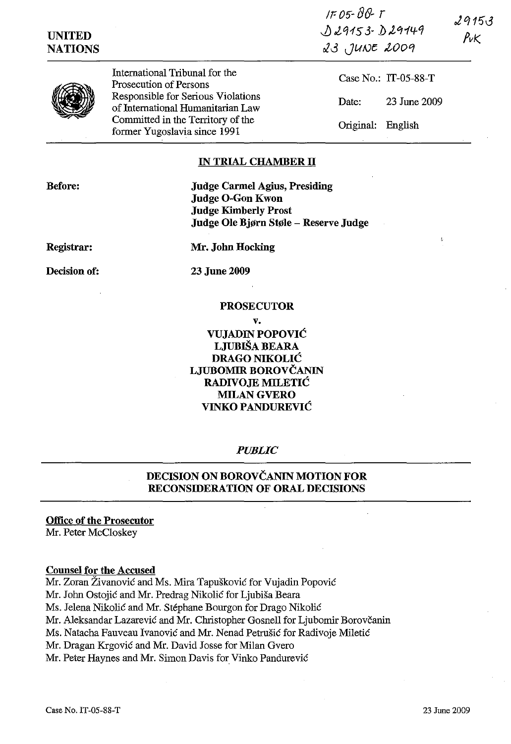IT-05-88-T
D29153-D29149
23 JUNE 2009

29153
PvK

**UNITED NATIONS**

International Tribunal for the Prosecution of Persons Responsible for Serious Violations of International Humanitarian Law Committed in the Territory of the former Yugoslavia since 1991

Case No.: IT-05-88-T

Date: 23 June 2009

Original: English

**IN TRIAL CHAMBER II**

**Before:**

**Judge Carmel Agius, Presiding**
**Judge O-Gon Kwon**
**Judge Kimberly Prost**
**Judge Ole Bjørn Støle – Reserve Judge**

**Registrar:** **Mr. John Hocking**

**Decision of:** **23 June 2009**

**PROSECUTOR**

**v.**

**VUJADIN POPOVIĆ**
**LJUBIŠA BEARA**
**DRAGO NIKOLIĆ**
**LJUBOMIR BOROVČANIN**
**RADIVOJE MILETIĆ**
**MILAN GVERO**
**VINKO PANDUREVIĆ**

***PUBLIC***

**DECISION ON BOROVČANIN MOTION FOR RECONSIDERATION OF ORAL DECISIONS**

**Office of the Prosecutor**
Mr. Peter McCloskey

**Counsel for the Accused**
Mr. Zoran Živanović and Ms. Mira Tapušković for Vujadin Popović
Mr. John Ostojić and Mr. Predrag Nikolić for Ljubiša Beara
Ms. Jelena Nikolić and Mr. Stéphane Bourgon for Drago Nikolić
Mr. Aleksandar Lazarević and Mr. Christopher Gosnell for Ljubomir Borovčanin
Ms. Natacha Fauveau Ivanović and Mr. Nenad Petrušić for Radivoje Miletić
Mr. Dragan Krgović and Mr. David Josse for Milan Gvero
Mr. Peter Haynes and Mr. Simon Davis for Vinko Pandurević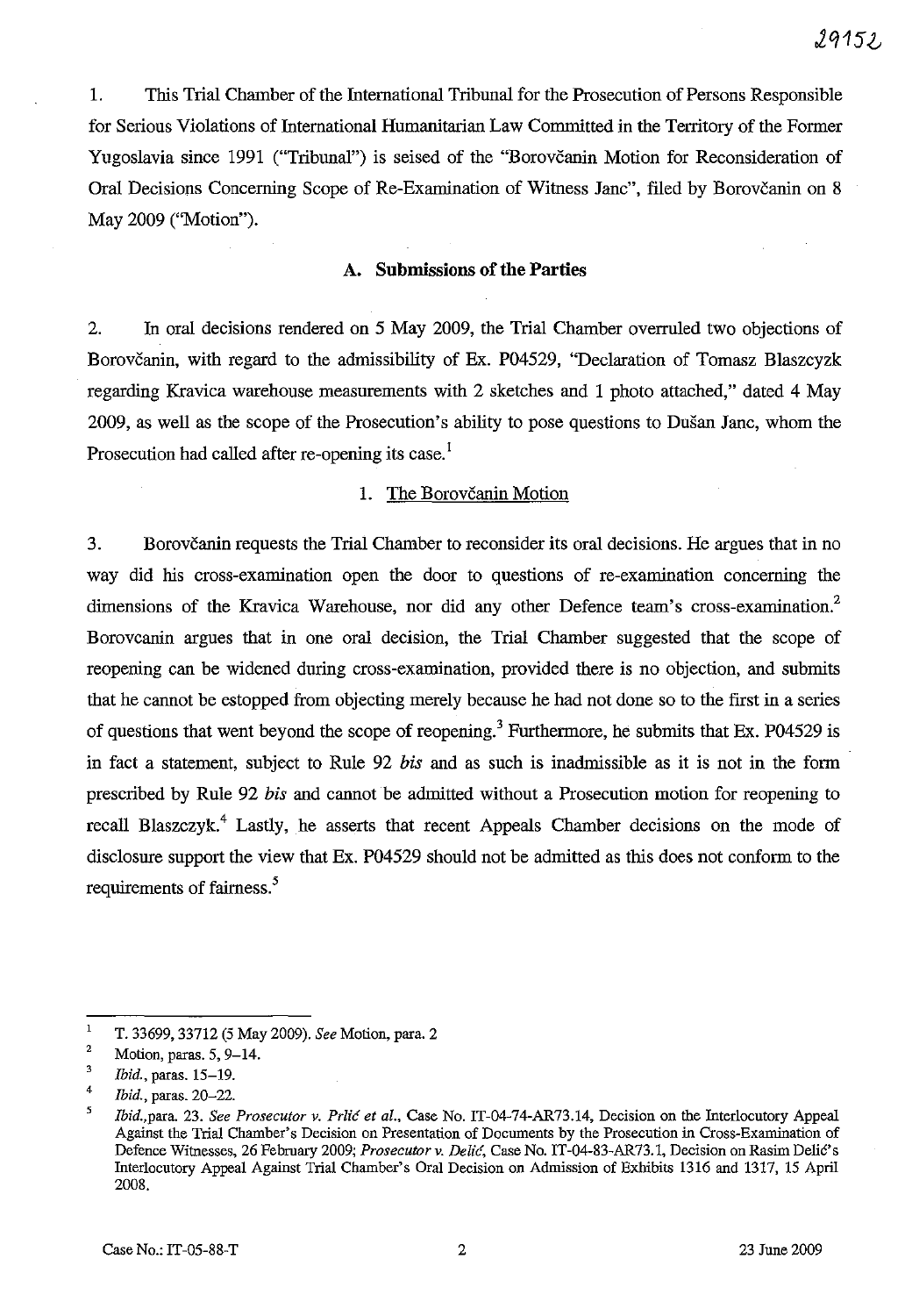1. This Trial Chamber of the International Tribunal for the Prosecution of Persons Responsible for Serious Violations of International Humanitarian Law Committed in the Territory of the Former Yugoslavia since 1991 ("Tribunal") is seised of the "Borovčanin Motion for Reconsideration of Oral Decisions Concerning Scope of Re-Examination of Witness Janc", filed by Borovčanin on 8 May 2009 ("Motion").

## A. Submissions of the Parties

2. In oral decisions rendered on 5 May 2009, the Trial Chamber overruled two objections of Borovčanin, with regard to the admissibility of Ex. P04529, "Declaration of Tomasz Blaszcyzk regarding Kravica warehouse measurements with 2 sketches and 1 photo attached," dated 4 May 2009, as well as the scope of the Prosecution's ability to pose questions to Dušan Janc, whom the Prosecution had called after re-opening its case.[1]

### 1. The Borovčanin Motion

3. Borovčanin requests the Trial Chamber to reconsider its oral decisions. He argues that in no way did his cross-examination open the door to questions of re-examination concerning the dimensions of the Kravica Warehouse, nor did any other Defence team's cross-examination.[2] Borovcanin argues that in one oral decision, the Trial Chamber suggested that the scope of reopening can be widened during cross-examination, provided there is no objection, and submits that he cannot be estopped from objecting merely because he had not done so to the first in a series of questions that went beyond the scope of reopening.[3] Furthermore, he submits that Ex. P04529 is in fact a statement, subject to Rule 92 *bis* and as such is inadmissible as it is not in the form prescribed by Rule 92 *bis* and cannot be admitted without a Prosecution motion for reopening to recall Blaszczyk.[4] Lastly, he asserts that recent Appeals Chamber decisions on the mode of disclosure support the view that Ex. P04529 should not be admitted as this does not conform to the requirements of fairness.[5]

---

[1] T. 33699, 33712 (5 May 2009). *See* Motion, para. 2

[2] Motion, paras. 5, 9–14.

[3] *Ibid.*, paras. 15–19.

[4] *Ibid.*, paras. 20–22.

[5] *Ibid.*,para. 23. *See Prosecutor v. Prlić et al.*, Case No. IT-04-74-AR73.14, Decision on the Interlocutory Appeal Against the Trial Chamber's Decision on Presentation of Documents by the Prosecution in Cross-Examination of Defence Witnesses, 26 February 2009; *Prosecutor v. Delić*, Case No. IT-04-83-AR73.1, Decision on Rasim Delić's Interlocutory Appeal Against Trial Chamber's Oral Decision on Admission of Exhibits 1316 and 1317, 15 April 2008.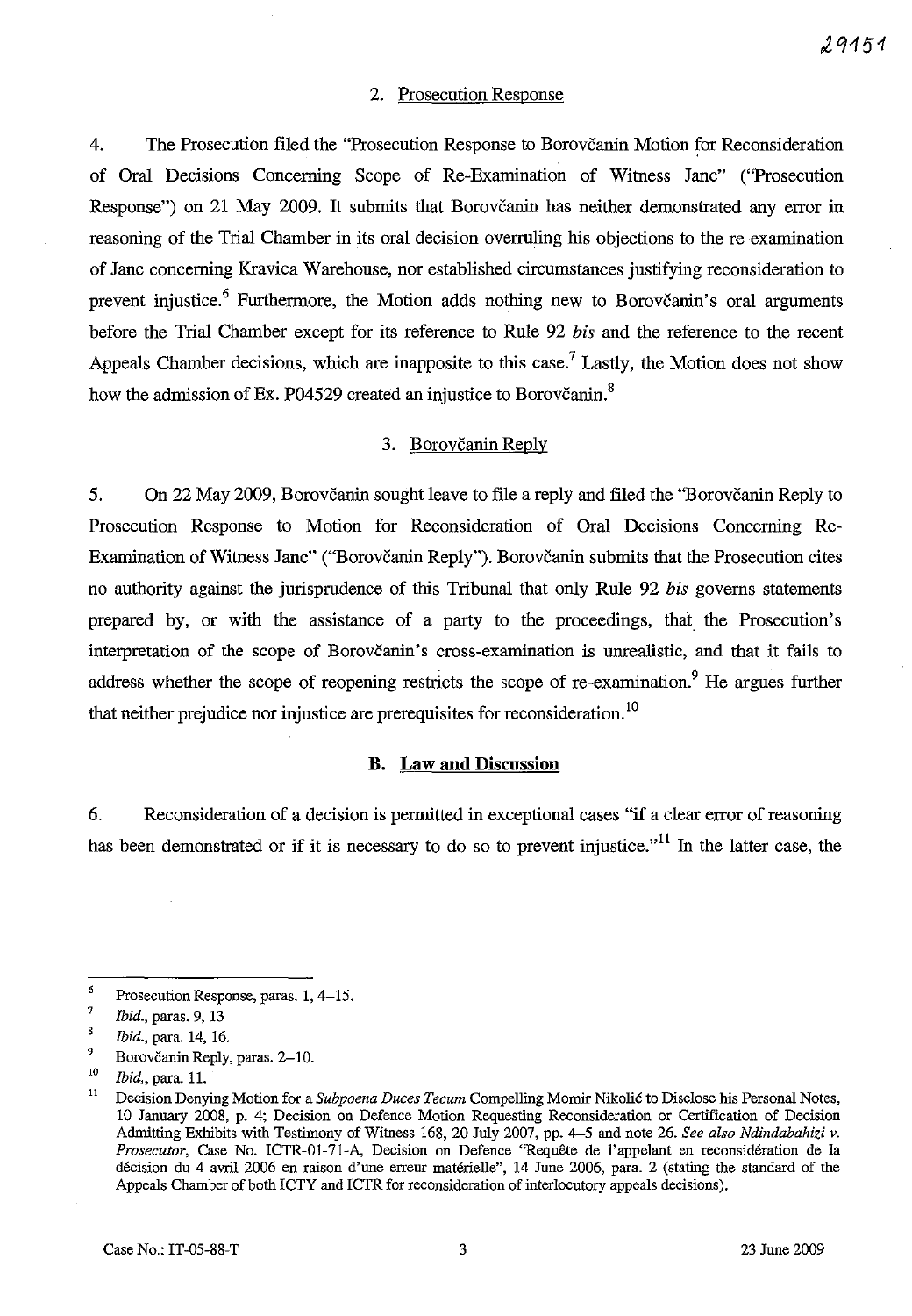### 2. Prosecution Response

4. The Prosecution filed the "Prosecution Response to Borovčanin Motion for Reconsideration of Oral Decisions Concerning Scope of Re-Examination of Witness Janc" ("Prosecution Response") on 21 May 2009. It submits that Borovčanin has neither demonstrated any error in reasoning of the Trial Chamber in its oral decision overruling his objections to the re-examination of Janc concerning Kravica Warehouse, nor established circumstances justifying reconsideration to prevent injustice.[6] Furthermore, the Motion adds nothing new to Borovčanin's oral arguments before the Trial Chamber except for its reference to Rule 92 *bis* and the reference to the recent Appeals Chamber decisions, which are inapposite to this case.[7] Lastly, the Motion does not show how the admission of Ex. P04529 created an injustice to Borovčanin.[8]

### 3. Borovčanin Reply

5. On 22 May 2009, Borovčanin sought leave to file a reply and filed the "Borovčanin Reply to Prosecution Response to Motion for Reconsideration of Oral Decisions Concerning Re-Examination of Witness Janc" ("Borovčanin Reply"). Borovčanin submits that the Prosecution cites no authority against the jurisprudence of this Tribunal that only Rule 92 *bis* governs statements prepared by, or with the assistance of a party to the proceedings, that the Prosecution's interpretation of the scope of Borovčanin's cross-examination is unrealistic, and that it fails to address whether the scope of reopening restricts the scope of re-examination.[9] He argues further that neither prejudice nor injustice are prerequisites for reconsideration.[10]

## B. Law and Discussion

6. Reconsideration of a decision is permitted in exceptional cases "if a clear error of reasoning has been demonstrated or if it is necessary to do so to prevent injustice."[11] In the latter case, the

---

[6] Prosecution Response, paras. 1, 4–15.

[7] *Ibid.*, paras. 9, 13

[8] *Ibid.*, para. 14, 16.

[9] Borovčanin Reply, paras. 2–10.

[10] *Ibid.*, para. 11.

[11] Decision Denying Motion for a *Subpoena Duces Tecum* Compelling Momir Nikolić to Disclose his Personal Notes, 10 January 2008, p. 4; Decision on Defence Motion Requesting Reconsideration or Certification of Decision Admitting Exhibits with Testimony of Witness 168, 20 July 2007, pp. 4–5 and note 26. *See also Ndindabahizi v. Prosecutor*, Case No. ICTR-01-71-A, Decision on Defence "Requête de l'appelant en reconsidération de la décision du 4 avril 2006 en raison d'une erreur matérielle", 14 June 2006, para. 2 (stating the standard of the Appeals Chamber of both ICTY and ICTR for reconsideration of interlocutory appeals decisions).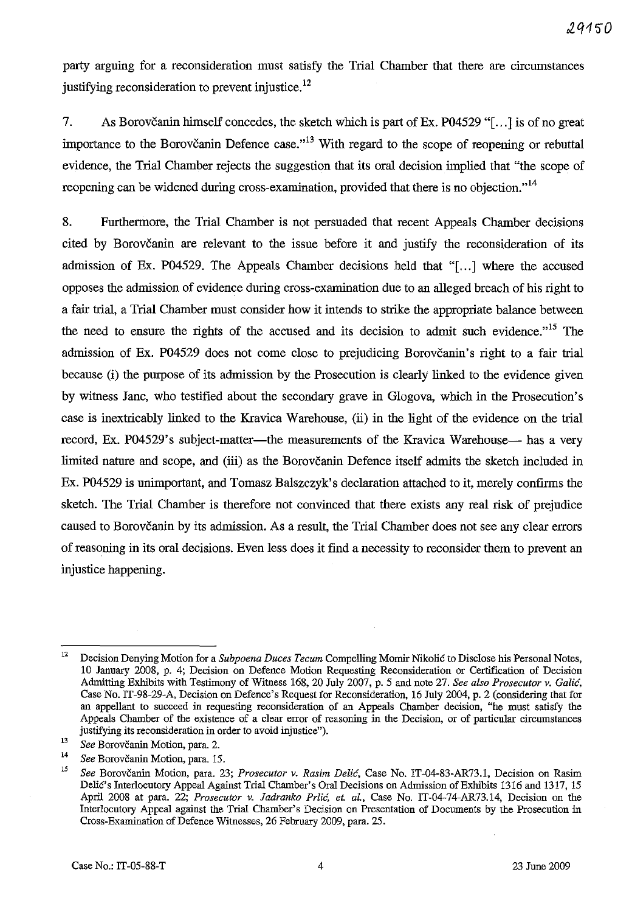party arguing for a reconsideration must satisfy the Trial Chamber that there are circumstances justifying reconsideration to prevent injustice.[12]

7. As Borovčanin himself concedes, the sketch which is part of Ex. P04529 "[...] is of no great importance to the Borovčanin Defence case."[13] With regard to the scope of reopening or rebuttal evidence, the Trial Chamber rejects the suggestion that its oral decision implied that "the scope of reopening can be widened during cross-examination, provided that there is no objection."[14]

8. Furthermore, the Trial Chamber is not persuaded that recent Appeals Chamber decisions cited by Borovčanin are relevant to the issue before it and justify the reconsideration of its admission of Ex. P04529. The Appeals Chamber decisions held that "[...] where the accused opposes the admission of evidence during cross-examination due to an alleged breach of his right to a fair trial, a Trial Chamber must consider how it intends to strike the appropriate balance between the need to ensure the rights of the accused and its decision to admit such evidence."[15] The admission of Ex. P04529 does not come close to prejudicing Borovčanin's right to a fair trial because (i) the purpose of its admission by the Prosecution is clearly linked to the evidence given by witness Janc, who testified about the secondary grave in Glogova, which in the Prosecution's case is inextricably linked to the Kravica Warehouse, (ii) in the light of the evidence on the trial record, Ex. P04529's subject-matter—the measurements of the Kravica Warehouse— has a very limited nature and scope, and (iii) as the Borovčanin Defence itself admits the sketch included in Ex. P04529 is unimportant, and Tomasz Balszczyk's declaration attached to it, merely confirms the sketch. The Trial Chamber is therefore not convinced that there exists any real risk of prejudice caused to Borovčanin by its admission. As a result, the Trial Chamber does not see any clear errors of reasoning in its oral decisions. Even less does it find a necessity to reconsider them to prevent an injustice happening.

---

[12] Decision Denying Motion for a *Subpoena Duces Tecum* Compelling Momir Nikolić to Disclose his Personal Notes, 10 January 2008, p. 4; Decision on Defence Motion Requesting Reconsideration or Certification of Decision Admitting Exhibits with Testimony of Witness 168, 20 July 2007, p. 5 and note 27. *See also Prosecutor v. Galić*, Case No. IT-98-29-A, Decision on Defence's Request for Reconsideration, 16 July 2004, p. 2 (considering that for an appellant to succeed in requesting reconsideration of an Appeals Chamber decision, "he must satisfy the Appeals Chamber of the existence of a clear error of reasoning in the Decision, or of particular circumstances justifying its reconsideration in order to avoid injustice").

[13] *See* Borovčanin Motion, para. 2.

[14] *See* Borovčanin Motion, para. 15.

[15] *See* Borovčanin Motion, para. 23; *Prosecutor v. Rasim Delić*, Case No. IT-04-83-AR73.1, Decision on Rasim Delić's Interlocutory Appeal Against Trial Chamber's Oral Decisions on Admission of Exhibits 1316 and 1317, 15 April 2008 at para. 22; *Prosecutor v. Jadranko Prlić, et. al.*, Case No. IT-04-74-AR73.14, Decision on the Interlocutory Appeal against the Trial Chamber's Decision on Presentation of Documents by the Prosecution in Cross-Examination of Defence Witnesses, 26 February 2009, para. 25.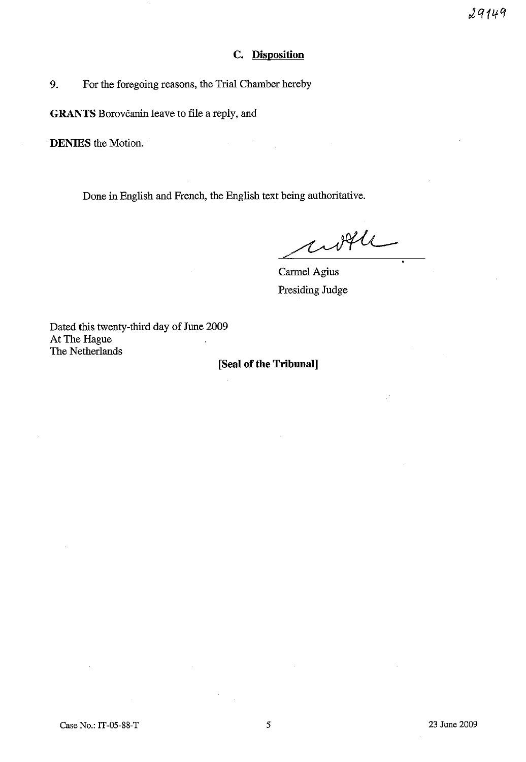### C. Disposition

9. For the foregoing reasons, the Trial Chamber hereby

**GRANTS** Borovčanin leave to file a reply, and

**DENIES** the Motion.

Done in English and French, the English text being authoritative.

Carmel Agius
Presiding Judge

Dated this twenty-third day of June 2009
At The Hague
The Netherlands

**[Seal of the Tribunal]**